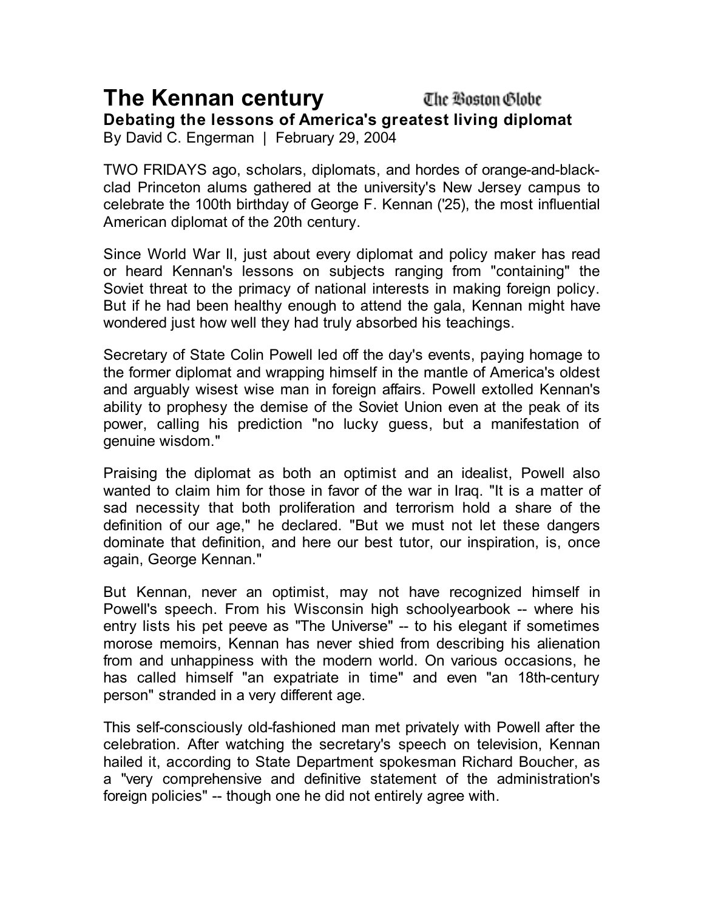# The Kennan century

The Boston Globe

### Debating the lessons of America's greatest living diplomat

By David C. Engerman | February 29, 2004

TWO FRIDAYS ago, scholars, diplomats, and hordes of orange-and-black-clad Princeton alums gathered at the university's New Jersey campus to celebrate the 100th birthday of George F. Kennan ('25), the most influential American diplomat of the 20th century.

Since World War II, just about every diplomat and policy maker has read or heard Kennan's lessons on subjects ranging from "containing" the Soviet threat to the primacy of national interests in making foreign policy. But if he had been healthy enough to attend the gala, Kennan might have wondered just how well they had truly absorbed his teachings.

Secretary of State Colin Powell led off the day's events, paying homage to the former diplomat and wrapping himself in the mantle of America's oldest and arguably wisest wise man in foreign affairs. Powell extolled Kennan's ability to prophesy the demise of the Soviet Union even at the peak of its power, calling his prediction "no lucky guess, but a manifestation of genuine wisdom."

Praising the diplomat as both an optimist and an idealist, Powell also wanted to claim him for those in favor of the war in Iraq. "It is a matter of sad necessity that both proliferation and terrorism hold a share of the definition of our age," he declared. "But we must not let these dangers dominate that definition, and here our best tutor, our inspiration, is, once again, George Kennan."

But Kennan, never an optimist, may not have recognized himself in Powell's speech. From his Wisconsin high schoolyearbook -- where his entry lists his pet peeve as "The Universe" -- to his elegant if sometimes morose memoirs, Kennan has never shied from describing his alienation from and unhappiness with the modern world. On various occasions, he has called himself "an expatriate in time" and even "an 18th-century person" stranded in a very different age.

This self-consciously old-fashioned man met privately with Powell after the celebration. After watching the secretary's speech on television, Kennan hailed it, according to State Department spokesman Richard Boucher, as a "very comprehensive and definitive statement of the administration's foreign policies" -- though one he did not entirely agree with.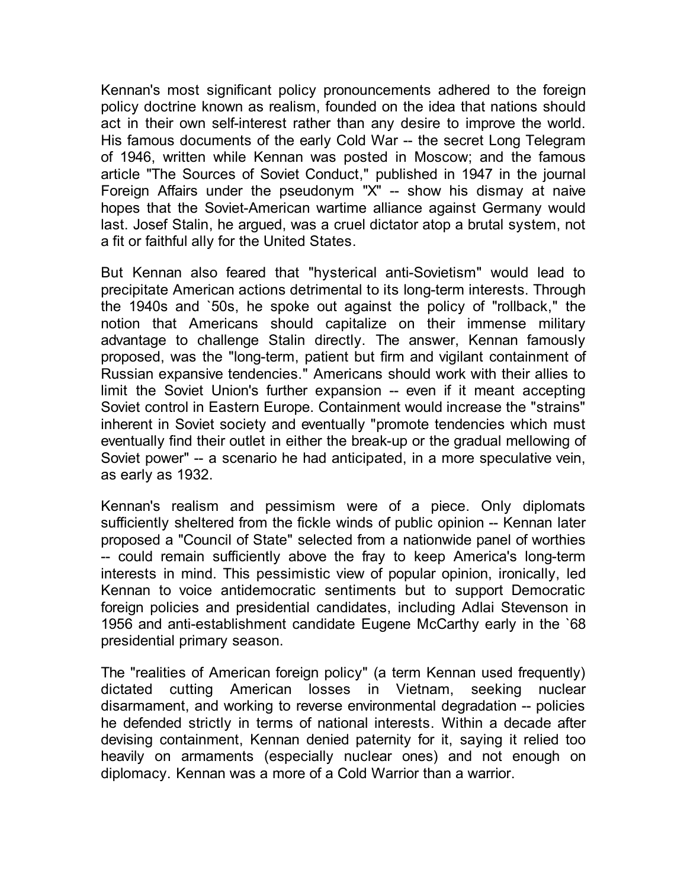Kennan's most significant policy pronouncements adhered to the foreign policy doctrine known as realism, founded on the idea that nations should act in their own self-interest rather than any desire to improve the world. His famous documents of the early Cold War -- the secret Long Telegram of 1946, written while Kennan was posted in Moscow; and the famous article "The Sources of Soviet Conduct," published in 1947 in the journal Foreign Affairs under the pseudonym "X" -- show his dismay at naive hopes that the Soviet-American wartime alliance against Germany would last. Josef Stalin, he argued, was a cruel dictator atop a brutal system, not a fit or faithful ally for the United States.

But Kennan also feared that "hysterical anti-Sovietism" would lead to precipitate American actions detrimental to its long-term interests. Through the 1940s and `50s, he spoke out against the policy of "rollback," the notion that Americans should capitalize on their immense military advantage to challenge Stalin directly. The answer, Kennan famously proposed, was the "long-term, patient but firm and vigilant containment of Russian expansive tendencies." Americans should work with their allies to limit the Soviet Union's further expansion -- even if it meant accepting Soviet control in Eastern Europe. Containment would increase the "strains" inherent in Soviet society and eventually "promote tendencies which must eventually find their outlet in either the break-up or the gradual mellowing of Soviet power" -- a scenario he had anticipated, in a more speculative vein, as early as 1932.

Kennan's realism and pessimism were of a piece. Only diplomats sufficiently sheltered from the fickle winds of public opinion -- Kennan later proposed a "Council of State" selected from a nationwide panel of worthies -- could remain sufficiently above the fray to keep America's long-term interests in mind. This pessimistic view of popular opinion, ironically, led Kennan to voice antidemocratic sentiments but to support Democratic foreign policies and presidential candidates, including Adlai Stevenson in 1956 and anti-establishment candidate Eugene McCarthy early in the `68 presidential primary season.

The "realities of American foreign policy" (a term Kennan used frequently) dictated cutting American losses in Vietnam, seeking nuclear disarmament, and working to reverse environmental degradation -- policies he defended strictly in terms of national interests. Within a decade after devising containment, Kennan denied paternity for it, saying it relied too heavily on armaments (especially nuclear ones) and not enough on diplomacy. Kennan was a more of a Cold Warrior than a warrior.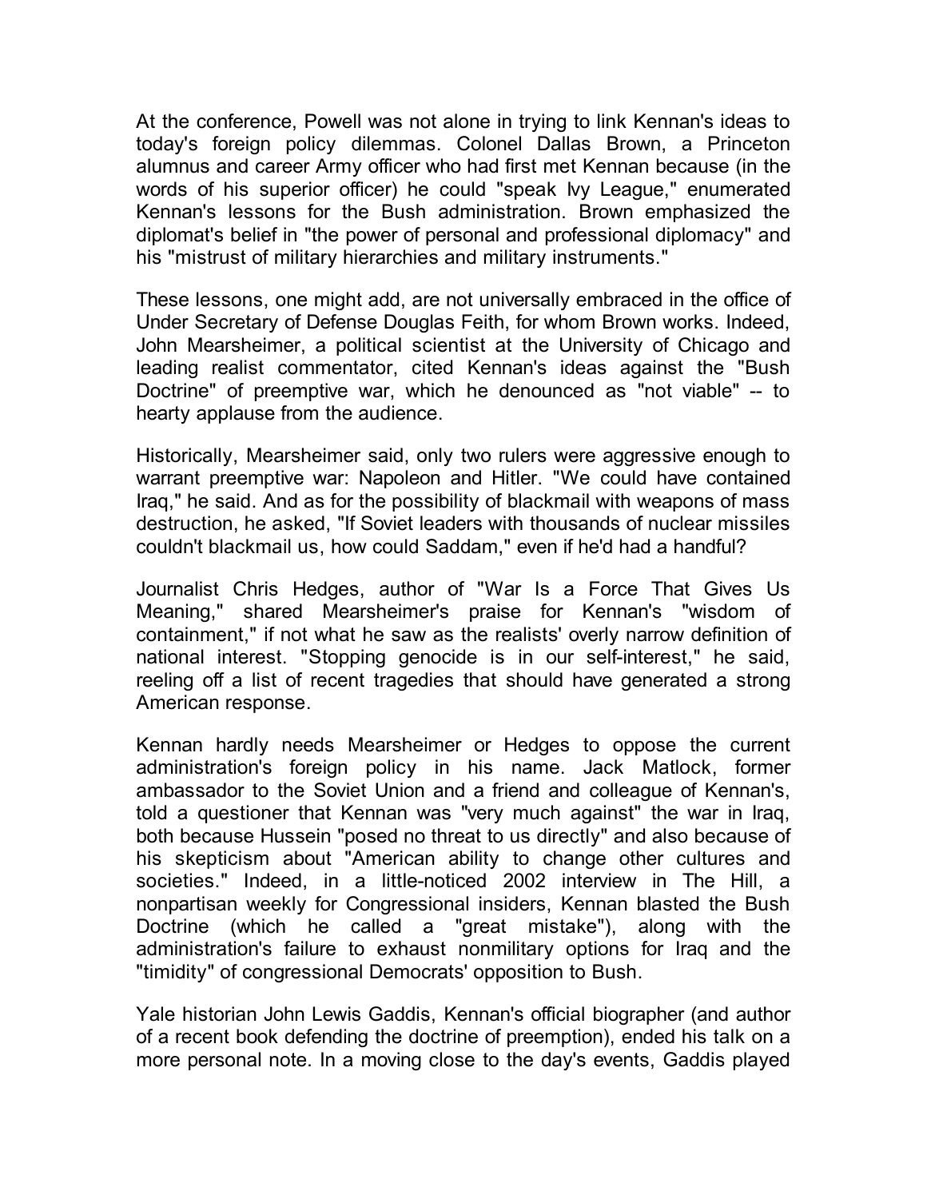At the conference, Powell was not alone in trying to link Kennan's ideas to today's foreign policy dilemmas. Colonel Dallas Brown, a Princeton alumnus and career Army officer who had first met Kennan because (in the words of his superior officer) he could "speak Ivy League," enumerated Kennan's lessons for the Bush administration. Brown emphasized the diplomat's belief in "the power of personal and professional diplomacy" and his "mistrust of military hierarchies and military instruments."

These lessons, one might add, are not universally embraced in the office of Under Secretary of Defense Douglas Feith, for whom Brown works. Indeed, John Mearsheimer, a political scientist at the University of Chicago and leading realist commentator, cited Kennan's ideas against the "Bush Doctrine" of preemptive war, which he denounced as "not viable" -- to hearty applause from the audience.

Historically, Mearsheimer said, only two rulers were aggressive enough to warrant preemptive war: Napoleon and Hitler. "We could have contained Iraq," he said. And as for the possibility of blackmail with weapons of mass destruction, he asked, "If Soviet leaders with thousands of nuclear missiles couldn't blackmail us, how could Saddam," even if he'd had a handful?

Journalist Chris Hedges, author of "War Is a Force That Gives Us Meaning," shared Mearsheimer's praise for Kennan's "wisdom of containment," if not what he saw as the realists' overly narrow definition of national interest. "Stopping genocide is in our self-interest," he said, reeling off a list of recent tragedies that should have generated a strong American response.

Kennan hardly needs Mearsheimer or Hedges to oppose the current administration's foreign policy in his name. Jack Matlock, former ambassador to the Soviet Union and a friend and colleague of Kennan's, told a questioner that Kennan was "very much against" the war in Iraq, both because Hussein "posed no threat to us directly" and also because of his skepticism about "American ability to change other cultures and societies." Indeed, in a little-noticed 2002 interview in The Hill, a nonpartisan weekly for Congressional insiders, Kennan blasted the Bush Doctrine (which he called a "great mistake"), along with the administration's failure to exhaust nonmilitary options for Iraq and the "timidity" of congressional Democrats' opposition to Bush.

Yale historian John Lewis Gaddis, Kennan's official biographer (and author of a recent book defending the doctrine of preemption), ended his talk on a more personal note. In a moving close to the day's events, Gaddis played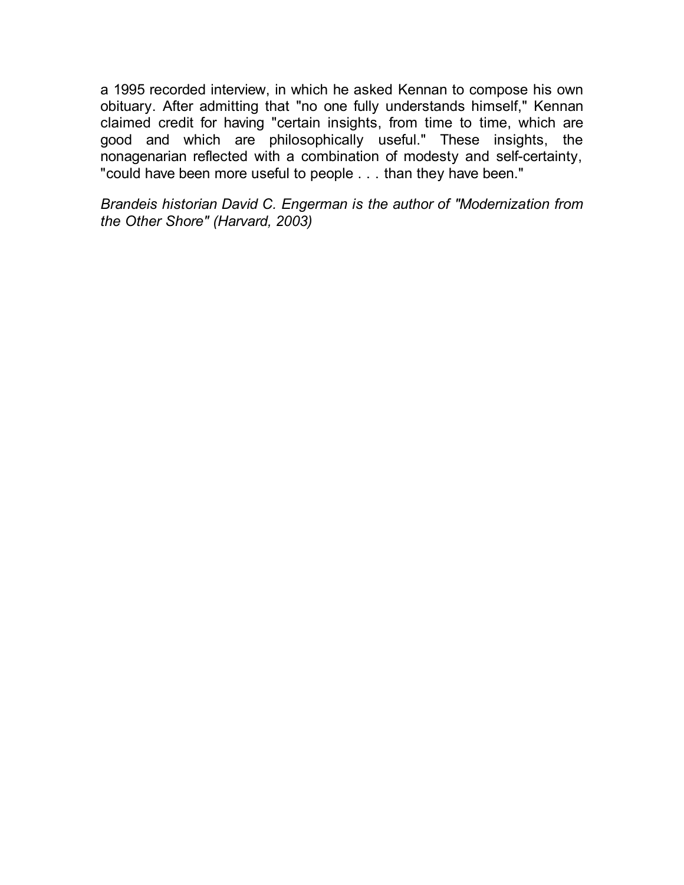a 1995 recorded interview, in which he asked Kennan to compose his own obituary. After admitting that "no one fully understands himself," Kennan claimed credit for having "certain insights, from time to time, which are good and which are philosophically useful." These insights, the nonagenarian reflected with a combination of modesty and self-certainty, "could have been more useful to people . . . than they have been."

*Brandeis historian David C. Engerman is the author of "Modernization from the Other Shore" (Harvard, 2003)*